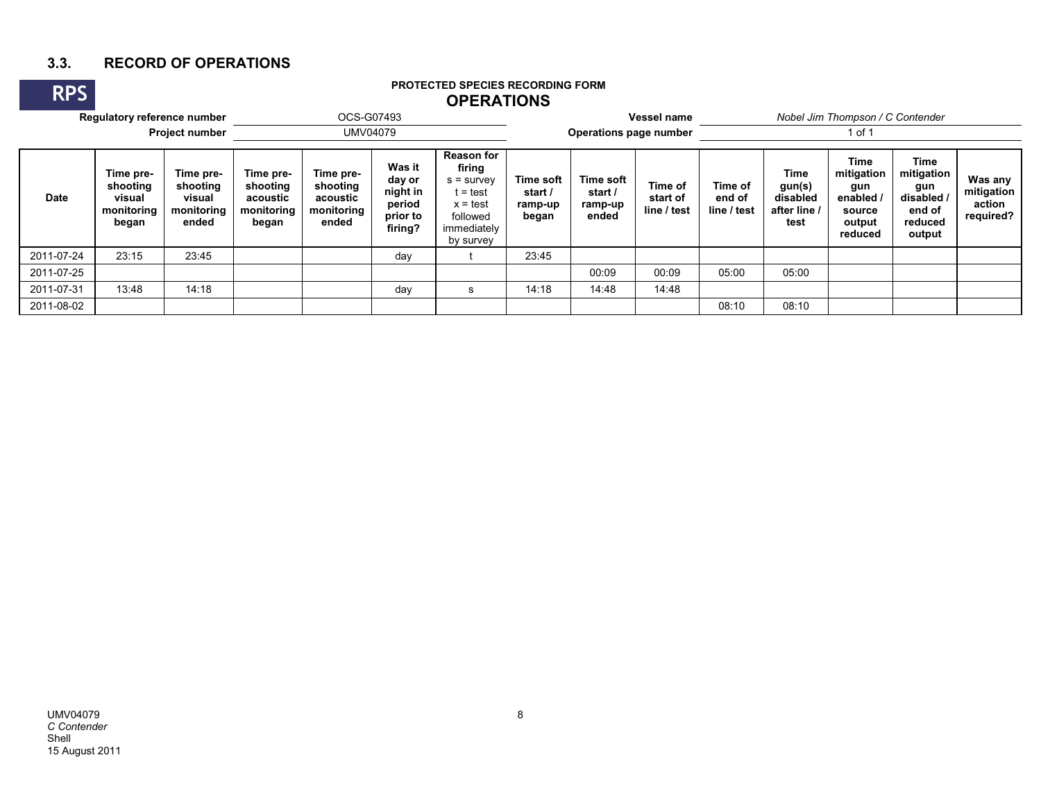## 3.3. RECORD OF OPERATIONS

RPS

**PROTECTED SPECIES RECORDING FORM**

**OPERATIONS**

| | | | |
|---|---|---|---|
| **Regulatory reference number** | OCS-G07493 | **Vessel name** | *Nobel Jim Thompson / C Contender* |
| **Project number** | UMV04079 | **Operations page number** | 1 of 1 |

| Date | Time pre-shooting visual monitoring began | Time pre-shooting visual monitoring ended | Time pre-shooting acoustic monitoring began | Time pre-shooting acoustic monitoring ended | Was it day or night in period prior to firing? | Reason for firing s = survey t = test x = test followed immediately by survey | Time soft start / ramp-up began | Time soft start / ramp-up ended | Time of start of line / test | Time of end of line / test | Time gun(s) disabled after line / test | Time mitigation gun enabled / source output reduced | Time mitigation gun disabled / end of reduced output | Was any mitigation action required? |
|---|---|---|---|---|---|---|---|---|---|---|---|---|---|---|
| 2011-07-24 | 23:15 | 23:45 | | | day | t | 23:45 | | | | | | | |
| 2011-07-25 | | | | | | | | 00:09 | 00:09 | 05:00 | 05:00 | | | |
| 2011-07-31 | 13:48 | 14:18 | | | day | s | 14:18 | 14:48 | 14:48 | | | | | |
| 2011-08-02 | | | | | | | | | | 08:10 | 08:10 | | | |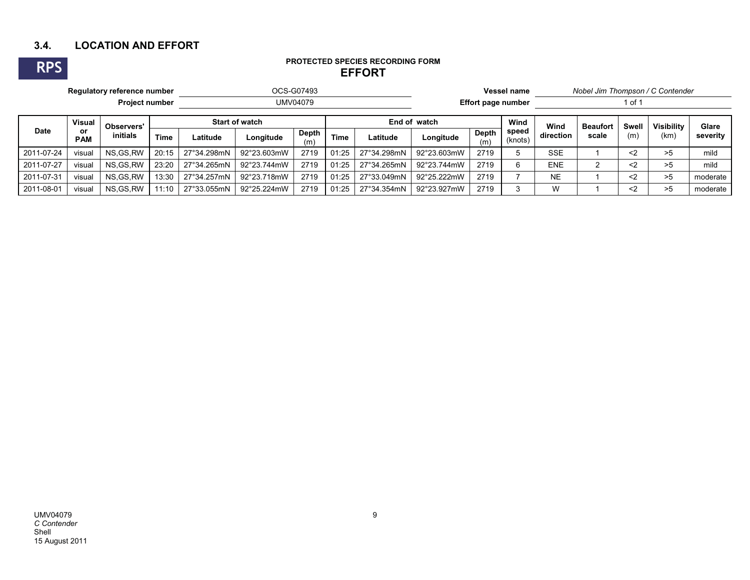## 3.4. LOCATION AND EFFORT

RPS

**PROTECTED SPECIES RECORDING FORM**

**EFFORT**

| | | | |
|---|---|---|---|
| **Regulatory reference number** | OCS-G07493 | **Vessel name** | *Nobel Jim Thompson / C Contender* |
| **Project number** | UMV04079 | **Effort page number** | 1 of 1 |

| Date | Visual or PAM | Observers' initials | Start of watch | | | | End of watch | | | | Wind speed (knots) | Wind direction | Beaufort scale | Swell (m) | Visibility (km) | Glare severity |
|---|---|---|---|---|---|---|---|---|---|---|---|---|---|---|---|---|
| | | | Time | Latitude | Longitude | Depth (m) | Time | Latitude | Longitude | Depth (m) | | | | | | |
| 2011-07-24 | visual | NS,GS,RW | 20:15 | 27°34.298mN | 92°23.603mW | 2719 | 01:25 | 27°34.298mN | 92°23.603mW | 2719 | 5 | SSE | 1 | <2 | >5 | mild |
| 2011-07-27 | visual | NS,GS,RW | 23:20 | 27°34.265mN | 92°23.744mW | 2719 | 01:25 | 27°34.265mN | 92°23.744mW | 2719 | 6 | ENE | 2 | <2 | >5 | mild |
| 2011-07-31 | visual | NS,GS,RW | 13:30 | 27°34.257mN | 92°23.718mW | 2719 | 01:25 | 27°33.049mN | 92°25.222mW | 2719 | 7 | NE | 1 | <2 | >5 | moderate |
| 2011-08-01 | visual | NS,GS,RW | 11:10 | 27°33.055mN | 92°25.224mW | 2719 | 01:25 | 27°34.354mN | 92°23.927mW | 2719 | 3 | W | 1 | <2 | >5 | moderate |